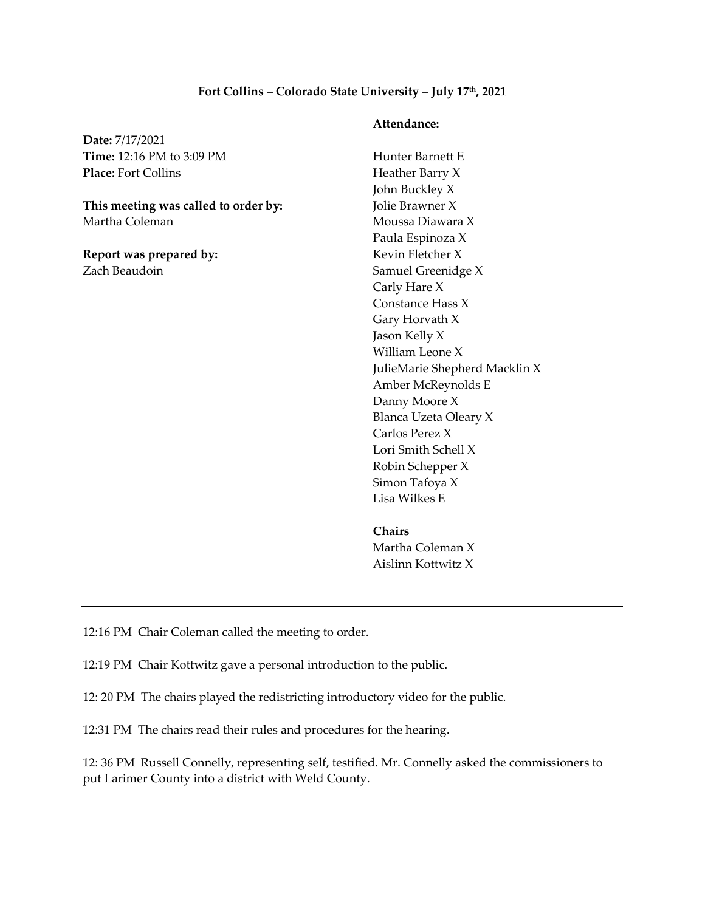**Fort Collins – Colorado State University – July 17th, 2021**

**Date:** 7/17/2021
**Time:** 12:16 PM to 3:09 PM
**Place:** Fort Collins

**This meeting was called to order by:**
Martha Coleman

**Report was prepared by:**
Zach Beaudoin

**Attendance:**

Hunter Barnett E
Heather Barry X
John Buckley X
Jolie Brawner X
Moussa Diawara X
Paula Espinoza X
Kevin Fletcher X
Samuel Greenidge X
Carly Hare X
Constance Hass X
Gary Horvath X
Jason Kelly X
William Leone X
JulieMarie Shepherd Macklin X
Amber McReynolds E
Danny Moore X
Blanca Uzeta Oleary X
Carlos Perez X
Lori Smith Schell X
Robin Schepper X
Simon Tafoya X
Lisa Wilkes E

**Chairs**
Martha Coleman X
Aislinn Kottwitz X

---

12:16 PM Chair Coleman called the meeting to order.

12:19 PM Chair Kottwitz gave a personal introduction to the public.

12: 20 PM The chairs played the redistricting introductory video for the public.

12:31 PM The chairs read their rules and procedures for the hearing.

12: 36 PM Russell Connelly, representing self, testified. Mr. Connelly asked the commissioners to put Larimer County into a district with Weld County.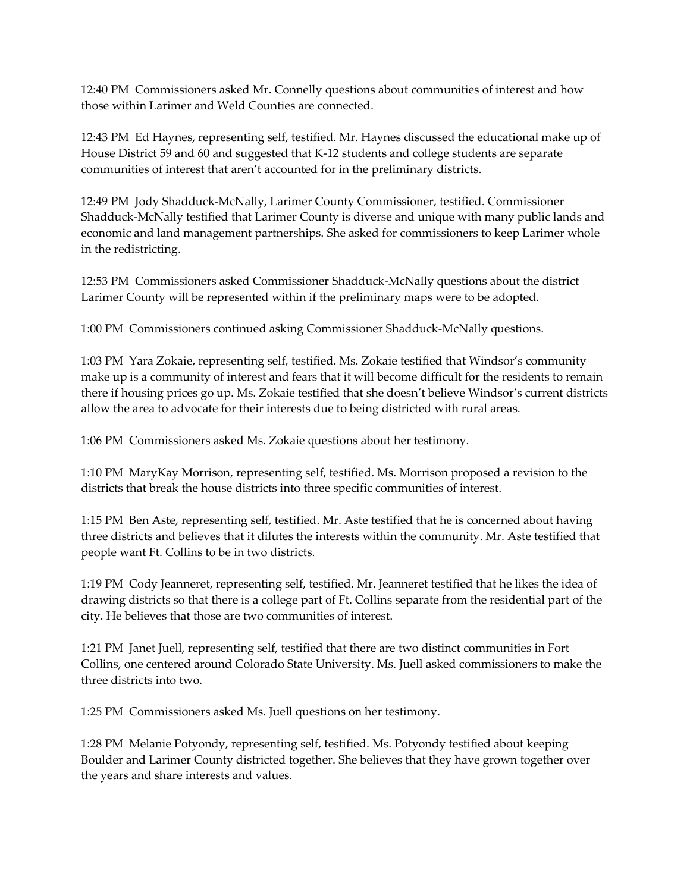12:40 PM Commissioners asked Mr. Connelly questions about communities of interest and how those within Larimer and Weld Counties are connected.

12:43 PM Ed Haynes, representing self, testified. Mr. Haynes discussed the educational make up of House District 59 and 60 and suggested that K-12 students and college students are separate communities of interest that aren't accounted for in the preliminary districts.

12:49 PM Jody Shadduck-McNally, Larimer County Commissioner, testified. Commissioner Shadduck-McNally testified that Larimer County is diverse and unique with many public lands and economic and land management partnerships. She asked for commissioners to keep Larimer whole in the redistricting.

12:53 PM Commissioners asked Commissioner Shadduck-McNally questions about the district Larimer County will be represented within if the preliminary maps were to be adopted.

1:00 PM Commissioners continued asking Commissioner Shadduck-McNally questions.

1:03 PM Yara Zokaie, representing self, testified. Ms. Zokaie testified that Windsor's community make up is a community of interest and fears that it will become difficult for the residents to remain there if housing prices go up. Ms. Zokaie testified that she doesn't believe Windsor's current districts allow the area to advocate for their interests due to being districted with rural areas.

1:06 PM Commissioners asked Ms. Zokaie questions about her testimony.

1:10 PM MaryKay Morrison, representing self, testified. Ms. Morrison proposed a revision to the districts that break the house districts into three specific communities of interest.

1:15 PM Ben Aste, representing self, testified. Mr. Aste testified that he is concerned about having three districts and believes that it dilutes the interests within the community. Mr. Aste testified that people want Ft. Collins to be in two districts.

1:19 PM Cody Jeanneret, representing self, testified. Mr. Jeanneret testified that he likes the idea of drawing districts so that there is a college part of Ft. Collins separate from the residential part of the city. He believes that those are two communities of interest.

1:21 PM Janet Juell, representing self, testified that there are two distinct communities in Fort Collins, one centered around Colorado State University. Ms. Juell asked commissioners to make the three districts into two.

1:25 PM Commissioners asked Ms. Juell questions on her testimony.

1:28 PM Melanie Potyondy, representing self, testified. Ms. Potyondy testified about keeping Boulder and Larimer County districted together. She believes that they have grown together over the years and share interests and values.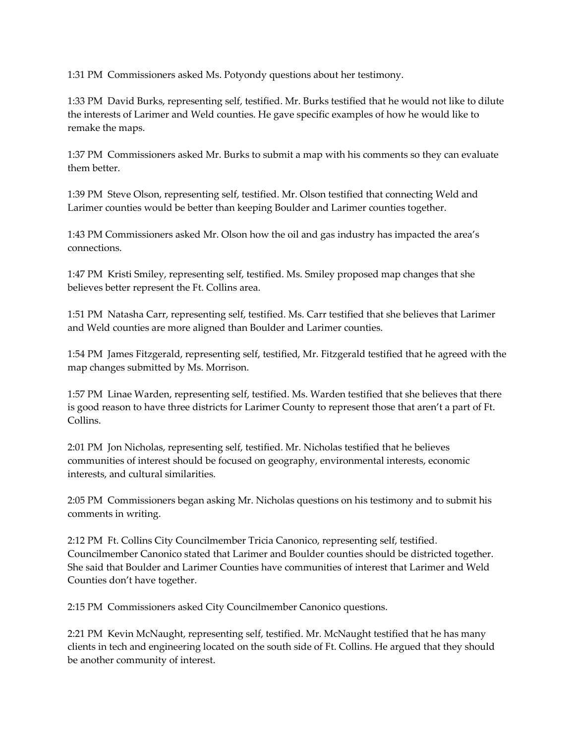1:31 PM Commissioners asked Ms. Potyondy questions about her testimony.

1:33 PM David Burks, representing self, testified. Mr. Burks testified that he would not like to dilute the interests of Larimer and Weld counties. He gave specific examples of how he would like to remake the maps.

1:37 PM Commissioners asked Mr. Burks to submit a map with his comments so they can evaluate them better.

1:39 PM Steve Olson, representing self, testified. Mr. Olson testified that connecting Weld and Larimer counties would be better than keeping Boulder and Larimer counties together.

1:43 PM Commissioners asked Mr. Olson how the oil and gas industry has impacted the area's connections.

1:47 PM Kristi Smiley, representing self, testified. Ms. Smiley proposed map changes that she believes better represent the Ft. Collins area.

1:51 PM Natasha Carr, representing self, testified. Ms. Carr testified that she believes that Larimer and Weld counties are more aligned than Boulder and Larimer counties.

1:54 PM James Fitzgerald, representing self, testified, Mr. Fitzgerald testified that he agreed with the map changes submitted by Ms. Morrison.

1:57 PM Linae Warden, representing self, testified. Ms. Warden testified that she believes that there is good reason to have three districts for Larimer County to represent those that aren't a part of Ft. Collins.

2:01 PM Jon Nicholas, representing self, testified. Mr. Nicholas testified that he believes communities of interest should be focused on geography, environmental interests, economic interests, and cultural similarities.

2:05 PM Commissioners began asking Mr. Nicholas questions on his testimony and to submit his comments in writing.

2:12 PM Ft. Collins City Councilmember Tricia Canonico, representing self, testified. Councilmember Canonico stated that Larimer and Boulder counties should be districted together. She said that Boulder and Larimer Counties have communities of interest that Larimer and Weld Counties don't have together.

2:15 PM Commissioners asked City Councilmember Canonico questions.

2:21 PM Kevin McNaught, representing self, testified. Mr. McNaught testified that he has many clients in tech and engineering located on the south side of Ft. Collins. He argued that they should be another community of interest.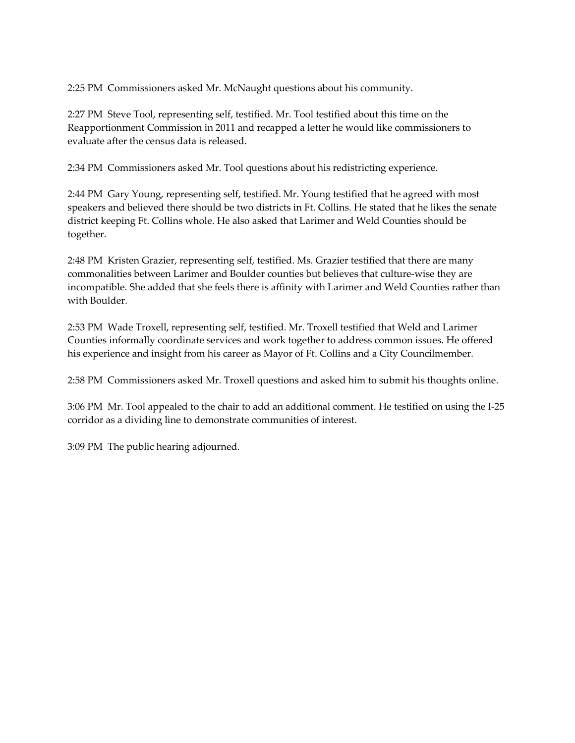2:25 PM  Commissioners asked Mr. McNaught questions about his community.

2:27 PM  Steve Tool, representing self, testified. Mr. Tool testified about this time on the Reapportionment Commission in 2011 and recapped a letter he would like commissioners to evaluate after the census data is released.

2:34 PM  Commissioners asked Mr. Tool questions about his redistricting experience.

2:44 PM  Gary Young, representing self, testified. Mr. Young testified that he agreed with most speakers and believed there should be two districts in Ft. Collins. He stated that he likes the senate district keeping Ft. Collins whole. He also asked that Larimer and Weld Counties should be together.

2:48 PM  Kristen Grazier, representing self, testified. Ms. Grazier testified that there are many commonalities between Larimer and Boulder counties but believes that culture-wise they are incompatible. She added that she feels there is affinity with Larimer and Weld Counties rather than with Boulder.

2:53 PM  Wade Troxell, representing self, testified. Mr. Troxell testified that Weld and Larimer Counties informally coordinate services and work together to address common issues. He offered his experience and insight from his career as Mayor of Ft. Collins and a City Councilmember.

2:58 PM  Commissioners asked Mr. Troxell questions and asked him to submit his thoughts online.

3:06 PM  Mr. Tool appealed to the chair to add an additional comment. He testified on using the I-25 corridor as a dividing line to demonstrate communities of interest.

3:09 PM  The public hearing adjourned.